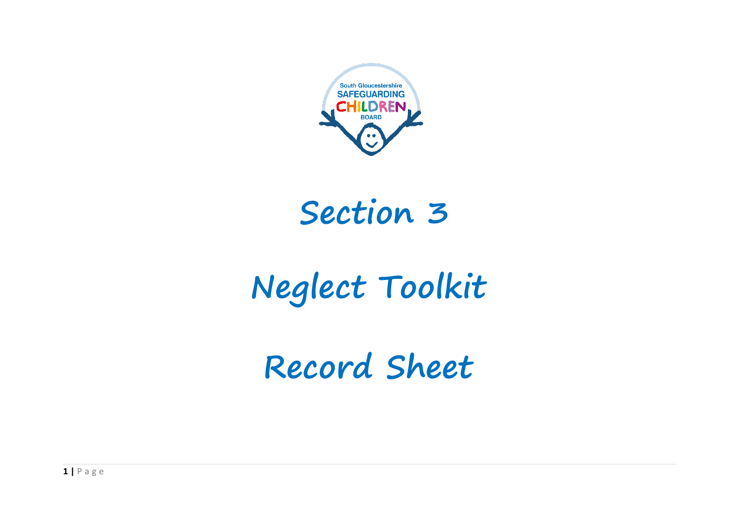South Gloucestershire SAFEGUARDING CHILDREN BOARD

# Section 3

# Neglect Toolkit

# Record Sheet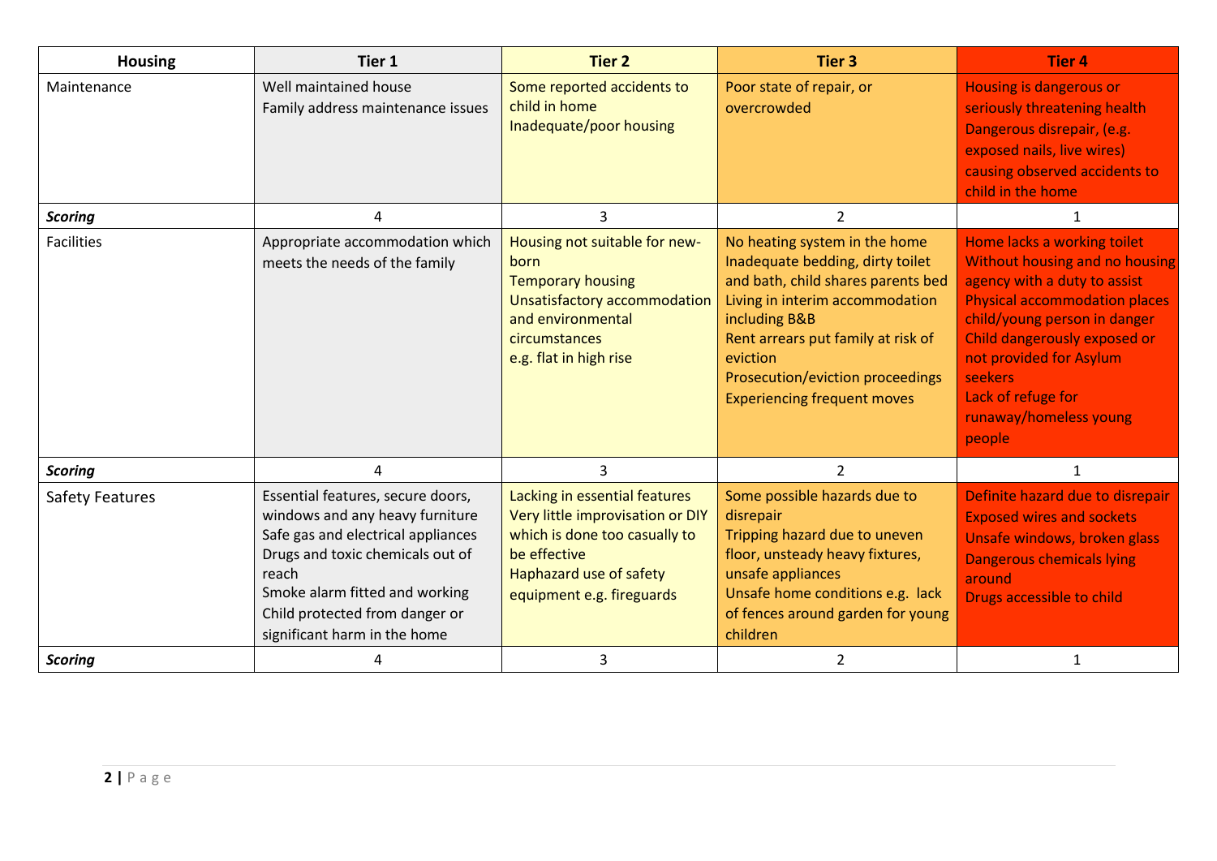| Housing | Tier 1 | Tier 2 | Tier 3 | Tier 4 |
|---|---|---|---|---|
| Maintenance | Well maintained house<br>Family address maintenance issues | Some reported accidents to child in home<br>Inadequate/poor housing | Poor state of repair, or overcrowded | Housing is dangerous or seriously threatening health<br>Dangerous disrepair, (e.g. exposed nails, live wires) causing observed accidents to child in the home |
| ***Scoring*** | 4 | 3 | 2 | 1 |
| Facilities | Appropriate accommodation which meets the needs of the family | Housing not suitable for new-born<br>Temporary housing<br>Unsatisfactory accommodation and environmental circumstances<br>e.g. flat in high rise | No heating system in the home<br>Inadequate bedding, dirty toilet and bath, child shares parents bed<br>Living in interim accommodation including B&B<br>Rent arrears put family at risk of eviction<br>Prosecution/eviction proceedings<br>Experiencing frequent moves | Home lacks a working toilet<br>Without housing and no housing agency with a duty to assist<br>Physical accommodation places child/young person in danger<br>Child dangerously exposed or not provided for Asylum seekers<br>Lack of refuge for runaway/homeless young people |
| ***Scoring*** | 4 | 3 | 2 | 1 |
| Safety Features | Essential features, secure doors, windows and any heavy furniture<br>Safe gas and electrical appliances<br>Drugs and toxic chemicals out of reach<br>Smoke alarm fitted and working<br>Child protected from danger or significant harm in the home | Lacking in essential features<br>Very little improvisation or DIY which is done too casually to be effective<br>Haphazard use of safety equipment e.g. fireguards | Some possible hazards due to disrepair<br>Tripping hazard due to uneven floor, unsteady heavy fixtures, unsafe appliances<br>Unsafe home conditions e.g. lack of fences around garden for young children | Definite hazard due to disrepair<br>Exposed wires and sockets<br>Unsafe windows, broken glass<br>Dangerous chemicals lying around<br>Drugs accessible to child |
| ***Scoring*** | 4 | 3 | 2 | 1 |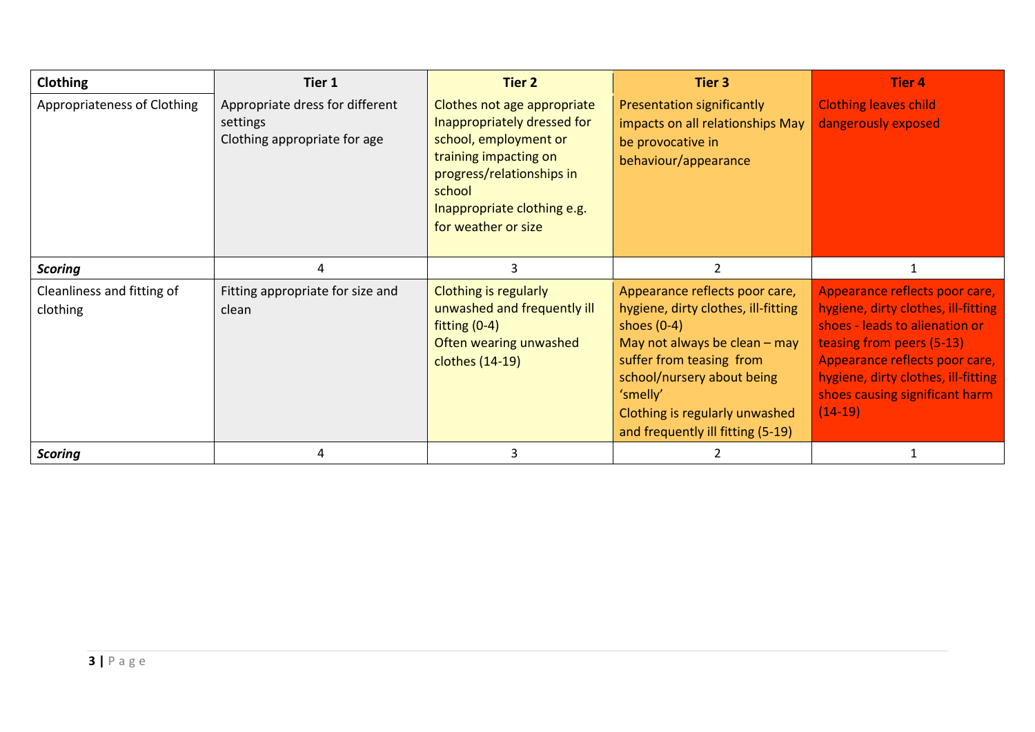| **Clothing** | **Tier 1** | **Tier 2** | **Tier 3** | **Tier 4** |
|---|---|---|---|---|
| Appropriateness of Clothing | Appropriate dress for different settings<br>Clothing appropriate for age | Clothes not age appropriate<br>Inappropriately dressed for school, employment or training impacting on progress/relationships in school<br>Inappropriate clothing e.g. for weather or size | Presentation significantly impacts on all relationships May be provocative in behaviour/appearance | Clothing leaves child dangerously exposed |
| ***Scoring*** | 4 | 3 | 2 | 1 |
| Cleanliness and fitting of clothing | Fitting appropriate for size and clean | Clothing is regularly unwashed and frequently ill fitting (0-4)<br>Often wearing unwashed clothes (14-19) | Appearance reflects poor care, hygiene, dirty clothes, ill-fitting shoes (0-4)<br>May not always be clean – may suffer from teasing from school/nursery about being 'smelly'<br>Clothing is regularly unwashed and frequently ill fitting (5-19) | Appearance reflects poor care, hygiene, dirty clothes, ill-fitting shoes - leads to alienation or teasing from peers (5-13)<br>Appearance reflects poor care, hygiene, dirty clothes, ill-fitting shoes causing significant harm (14-19) |
| ***Scoring*** | 4 | 3 | 2 | 1 |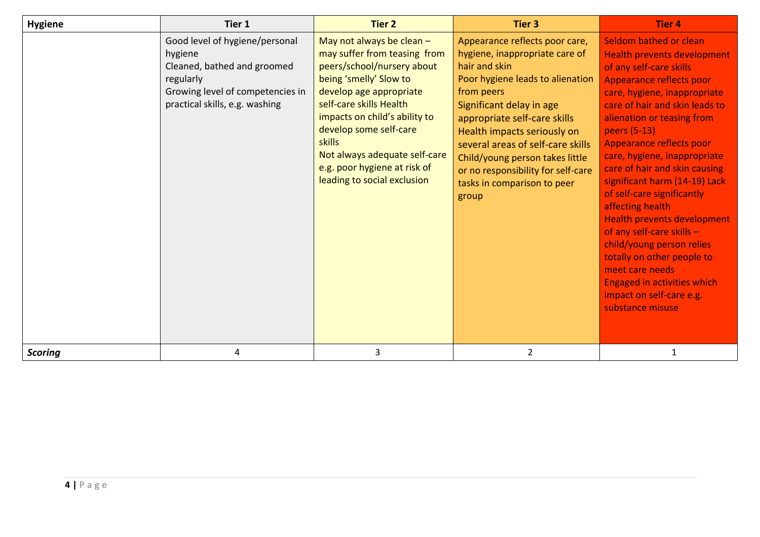| Hygiene | Tier 1 | Tier 2 | Tier 3 | Tier 4 |
|---|---|---|---|---|
| | Good level of hygiene/personal hygiene<br>Cleaned, bathed and groomed regularly<br>Growing level of competencies in practical skills, e.g. washing | May not always be clean – may suffer from teasing from peers/school/nursery about being 'smelly' Slow to develop age appropriate self-care skills Health impacts on child's ability to develop some self-care skills<br>Not always adequate self-care e.g. poor hygiene at risk of leading to social exclusion | Appearance reflects poor care, hygiene, inappropriate care of hair and skin<br>Poor hygiene leads to alienation from peers<br>Significant delay in age appropriate self-care skills<br>Health impacts seriously on several areas of self-care skills<br>Child/young person takes little or no responsibility for self-care tasks in comparison to peer group | Seldom bathed or clean<br>Health prevents development of any self-care skills<br>Appearance reflects poor care, hygiene, inappropriate care of hair and skin leads to alienation or teasing from peers (5-13)<br>Appearance reflects poor care, hygiene, inappropriate care of hair and skin causing significant harm (14-19) Lack of self-care significantly affecting health<br>Health prevents development of any self-care skills – child/young person relies totally on other people to meet care needs<br>Engaged in activities which impact on self-care e.g. substance misuse |
| ***Scoring*** | 4 | 3 | 2 | 1 |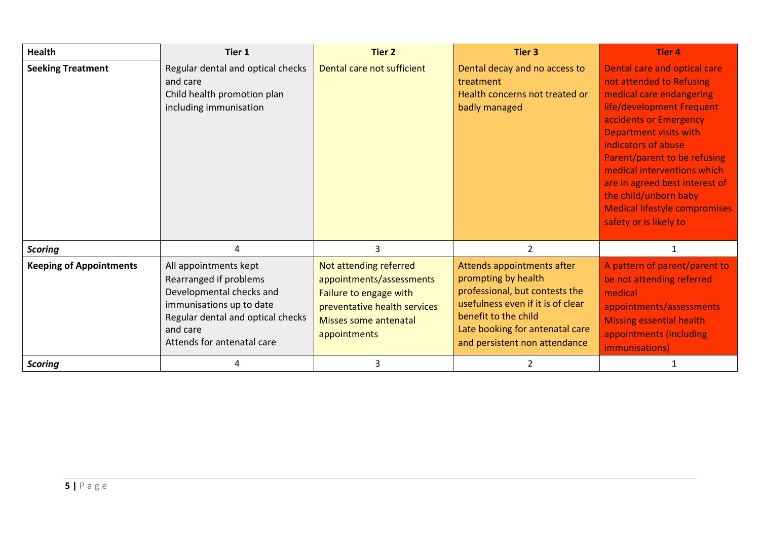| Health | Tier 1 | Tier 2 | Tier 3 | Tier 4 |
|---|---|---|---|---|
| **Seeking Treatment** | Regular dental and optical checks and care<br>Child health promotion plan including immunisation | Dental care not sufficient | Dental decay and no access to treatment<br>Health concerns not treated or badly managed | Dental care and optical care not attended to Refusing medical care endangering life/development Frequent accidents or Emergency Department visits with indicators of abuse<br>Parent/parent to be refusing medical interventions which are in agreed best interest of the child/unborn baby<br>Medical lifestyle compromises safety or is likely to |
| ***Scoring*** | 4 | 3 | 2 | 1 |
| **Keeping of Appointments** | All appointments kept<br>Rearranged if problems<br>Developmental checks and immunisations up to date<br>Regular dental and optical checks and care<br>Attends for antenatal care | Not attending referred appointments/assessments<br>Failure to engage with preventative health services<br>Misses some antenatal appointments | Attends appointments after prompting by health professional, but contests the usefulness even if it is of clear benefit to the child<br>Late booking for antenatal care and persistent non attendance | A pattern of parent/parent to be not attending referred medical appointments/assessments<br>Missing essential health appointments (including immunisations) |
| ***Scoring*** | 4 | 3 | 2 | 1 |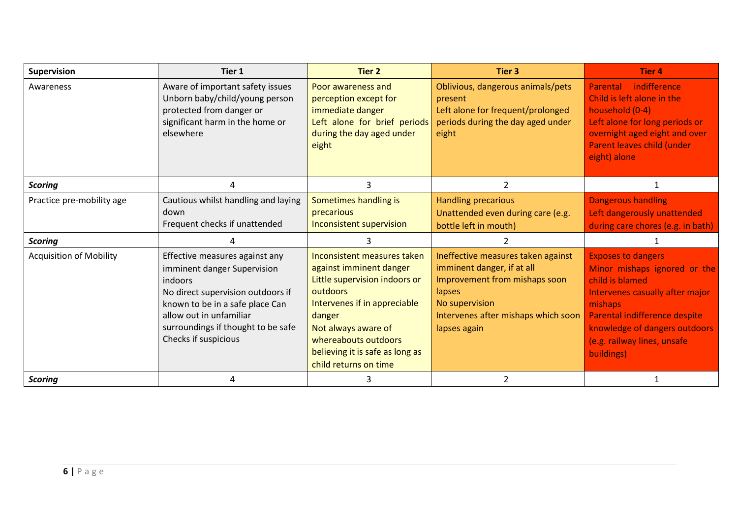| **Supervision** | **Tier 1** | **Tier 2** | **Tier 3** | **Tier 4** |
|---|---|---|---|---|
| Awareness | Aware of important safety issues Unborn baby/child/young person protected from danger or significant harm in the home or elsewhere | Poor awareness and perception except for immediate danger Left alone for brief periods during the day aged under eight | Oblivious, dangerous animals/pets present Left alone for frequent/prolonged periods during the day aged under eight | Parental indifference Child is left alone in the household (0-4) Left alone for long periods or overnight aged eight and over Parent leaves child (under eight) alone |
| ***Scoring*** | 4 | 3 | 2 | 1 |
| Practice pre-mobility age | Cautious whilst handling and laying down Frequent checks if unattended | Sometimes handling is precarious Inconsistent supervision | Handling precarious Unattended even during care (e.g. bottle left in mouth) | Dangerous handling Left dangerously unattended during care chores (e.g. in bath) |
| ***Scoring*** | 4 | 3 | 2 | 1 |
| Acquisition of Mobility | Effective measures against any imminent danger Supervision indoors No direct supervision outdoors if known to be in a safe place Can allow out in unfamiliar surroundings if thought to be safe Checks if suspicious | Inconsistent measures taken against imminent danger Little supervision indoors or outdoors Intervenes if in appreciable danger Not always aware of whereabouts outdoors believing it is safe as long as child returns on time | Ineffective measures taken against imminent danger, if at all Improvement from mishaps soon lapses No supervision Intervenes after mishaps which soon lapses again | Exposes to dangers Minor mishaps ignored or the child is blamed Intervenes casually after major mishaps Parental indifference despite knowledge of dangers outdoors (e.g. railway lines, unsafe buildings) |
| ***Scoring*** | 4 | 3 | 2 | 1 |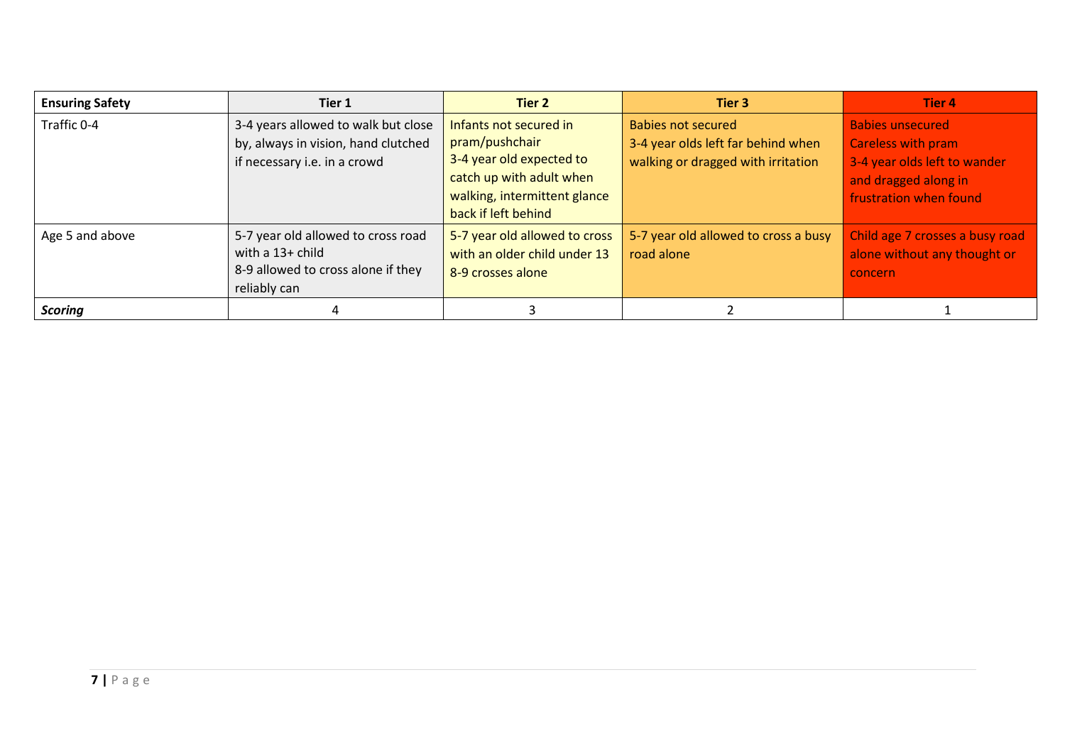| **Ensuring Safety** | **Tier 1** | **Tier 2** | **Tier 3** | **Tier 4** |
|---|---|---|---|---|
| Traffic 0-4 | 3-4 years allowed to walk but close by, always in vision, hand clutched if necessary i.e. in a crowd | Infants not secured in pram/pushchair<br>3-4 year old expected to catch up with adult when walking, intermittent glance back if left behind | Babies not secured<br>3-4 year olds left far behind when walking or dragged with irritation | Babies unsecured<br>Careless with pram<br>3-4 year olds left to wander and dragged along in frustration when found |
| Age 5 and above | 5-7 year old allowed to cross road with a 13+ child<br>8-9 allowed to cross alone if they reliably can | 5-7 year old allowed to cross with an older child under 13<br>8-9 crosses alone | 5-7 year old allowed to cross a busy road alone | Child age 7 crosses a busy road alone without any thought or concern |
| ***Scoring*** | 4 | 3 | 2 | 1 |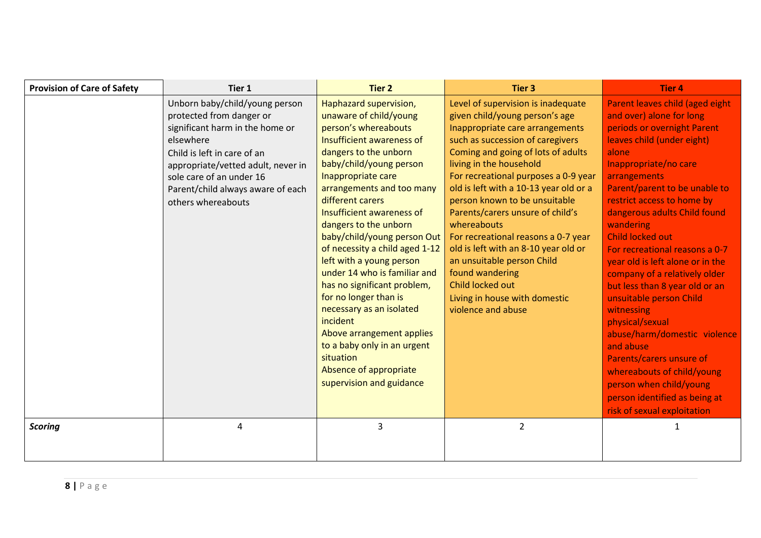| Provision of Care of Safety | Tier 1 | Tier 2 | Tier 3 | Tier 4 |
|---|---|---|---|---|
| | Unborn baby/child/young person protected from danger or significant harm in the home or elsewhere<br>Child is left in care of an appropriate/vetted adult, never in sole care of an under 16<br>Parent/child always aware of each others whereabouts | Haphazard supervision, unaware of child/young person's whereabouts<br>Insufficient awareness of dangers to the unborn baby/child/young person<br>Inappropriate care arrangements and too many different carers<br>Insufficient awareness of dangers to the unborn baby/child/young person Out of necessity a child aged 1-12 left with a young person under 14 who is familiar and has no significant problem, for no longer than is necessary as an isolated incident<br>Above arrangement applies to a baby only in an urgent situation<br>Absence of appropriate supervision and guidance | Level of supervision is inadequate given child/young person's age<br>Inappropriate care arrangements such as succession of caregivers<br>Coming and going of lots of adults living in the household<br>For recreational purposes a 0-9 year old is left with a 10-13 year old or a person known to be unsuitable<br>Parents/carers unsure of child's whereabouts<br>For recreational reasons a 0-7 year old is left with an 8-10 year old or an unsuitable person Child found wandering<br>Child locked out<br>Living in house with domestic violence and abuse | Parent leaves child (aged eight and over) alone for long periods or overnight Parent leaves child (under eight) alone<br>Inappropriate/no care arrangements<br>Parent/parent to be unable to restrict access to home by dangerous adults Child found wandering<br>Child locked out<br>For recreational reasons a 0-7 year old is left alone or in the company of a relatively older but less than 8 year old or an unsuitable person Child witnessing physical/sexual abuse/harm/domestic violence and abuse<br>Parents/carers unsure of whereabouts of child/young person when child/young person identified as being at risk of sexual exploitation |
| ***Scoring*** | 4 | 3 | 2 | 1 |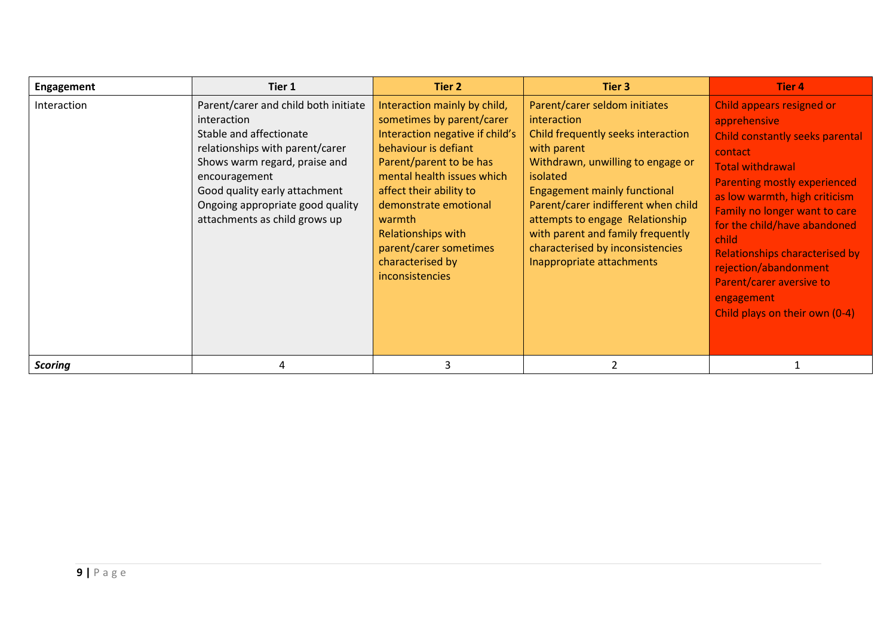| **Engagement** | **Tier 1** | **Tier 2** | **Tier 3** | **Tier 4** |
|---|---|---|---|---|
| Interaction | Parent/carer and child both initiate interaction<br>Stable and affectionate relationships with parent/carer<br>Shows warm regard, praise and encouragement<br>Good quality early attachment<br>Ongoing appropriate good quality attachments as child grows up | Interaction mainly by child, sometimes by parent/carer<br>Interaction negative if child's behaviour is defiant<br>Parent/parent to be has mental health issues which affect their ability to demonstrate emotional warmth<br>Relationships with parent/carer sometimes characterised by inconsistencies | Parent/carer seldom initiates interaction<br>Child frequently seeks interaction with parent<br>Withdrawn, unwilling to engage or isolated<br>Engagement mainly functional<br>Parent/carer indifferent when child attempts to engage Relationship with parent and family frequently characterised by inconsistencies<br>Inappropriate attachments | Child appears resigned or apprehensive<br>Child constantly seeks parental contact<br>Total withdrawal<br>Parenting mostly experienced as low warmth, high criticism<br>Family no longer want to care for the child/have abandoned child<br>Relationships characterised by rejection/abandonment<br>Parent/carer aversive to engagement<br>Child plays on their own (0-4) |
| ***Scoring*** | 4 | 3 | 2 | 1 |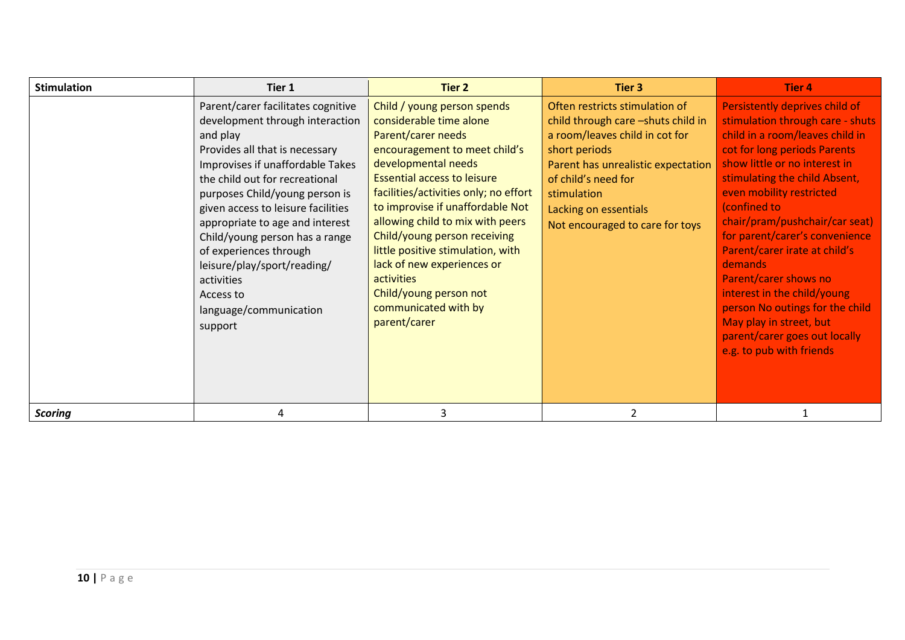| Stimulation | Tier 1 | Tier 2 | Tier 3 | Tier 4 |
|---|---|---|---|---|
| | Parent/carer facilitates cognitive development through interaction and play<br>Provides all that is necessary Improvises if unaffordable Takes the child out for recreational purposes Child/young person is given access to leisure facilities appropriate to age and interest Child/young person has a range of experiences through leisure/play/sport/reading/ activities<br>Access to language/communication support | Child / young person spends considerable time alone<br>Parent/carer needs encouragement to meet child's developmental needs<br>Essential access to leisure facilities/activities only; no effort to improvise if unaffordable Not allowing child to mix with peers Child/young person receiving little positive stimulation, with lack of new experiences or activities<br>Child/young person not communicated with by parent/carer | Often restricts stimulation of child through care –shuts child in a room/leaves child in cot for short periods<br>Parent has unrealistic expectation of child's need for stimulation<br>Lacking on essentials<br>Not encouraged to care for toys | Persistently deprives child of stimulation through care - shuts child in a room/leaves child in cot for long periods Parents show little or no interest in stimulating the child Absent, even mobility restricted (confined to chair/pram/pushchair/car seat) for parent/carer's convenience Parent/carer irate at child's demands<br>Parent/carer shows no interest in the child/young person No outings for the child May play in street, but parent/carer goes out locally e.g. to pub with friends |
| ***Scoring*** | 4 | 3 | 2 | 1 |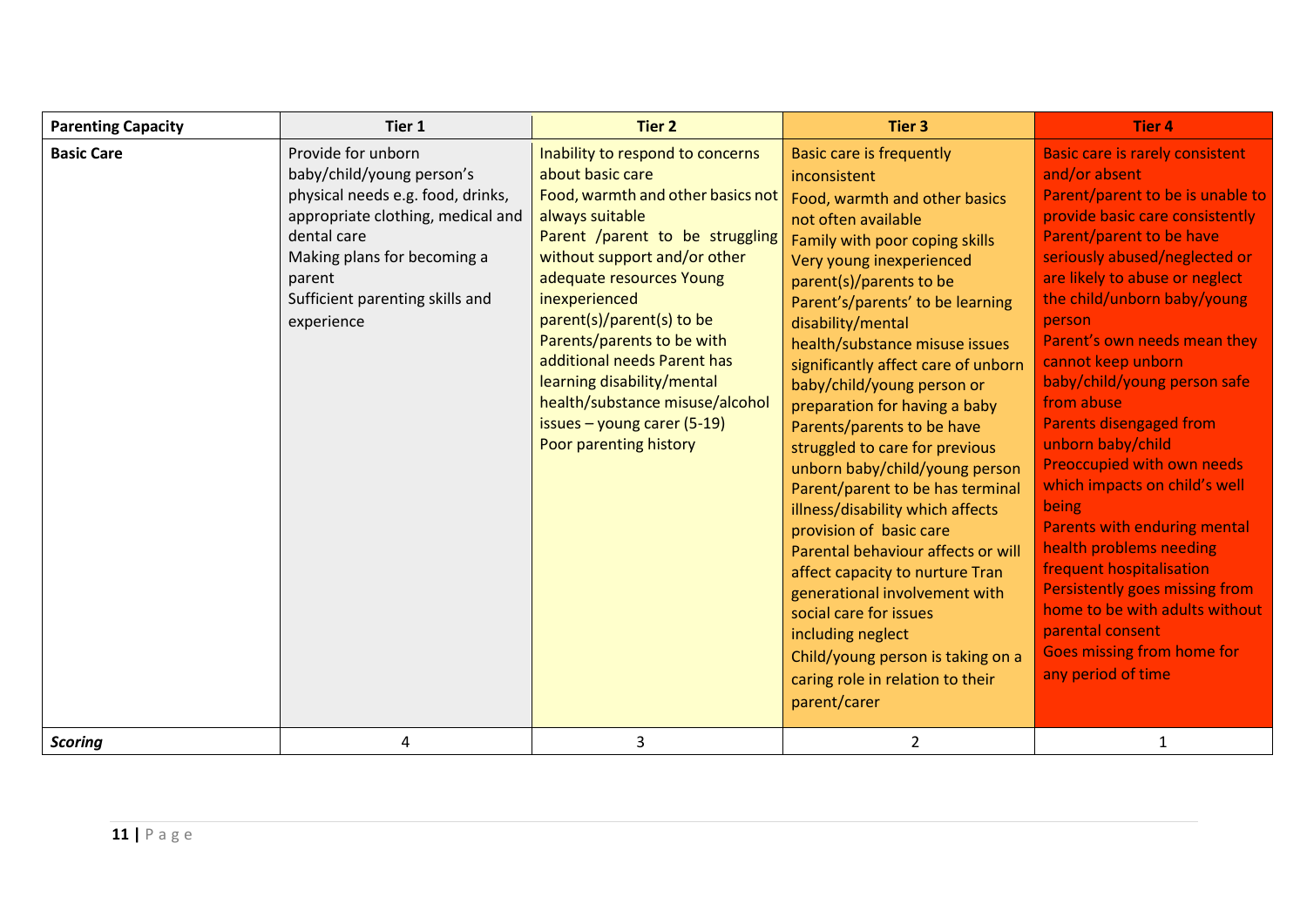| Parenting Capacity | Tier 1 | Tier 2 | Tier 3 | Tier 4 |
|---|---|---|---|---|
| **Basic Care** | Provide for unborn baby/child/young person's physical needs e.g. food, drinks, appropriate clothing, medical and dental care<br>Making plans for becoming a parent<br>Sufficient parenting skills and experience | Inability to respond to concerns about basic care<br>Food, warmth and other basics not always suitable<br>Parent /parent to be struggling without support and/or other adequate resources Young inexperienced parent(s)/parent(s) to be<br>Parents/parents to be with additional needs Parent has learning disability/mental health/substance misuse/alcohol issues – young carer (5-19)<br>Poor parenting history | Basic care is frequently inconsistent<br>Food, warmth and other basics not often available<br>Family with poor coping skills<br>Very young inexperienced parent(s)/parents to be<br>Parent's/parents' to be learning disability/mental health/substance misuse issues significantly affect care of unborn baby/child/young person or preparation for having a baby<br>Parents/parents to be have struggled to care for previous unborn baby/child/young person<br>Parent/parent to be has terminal illness/disability which affects provision of basic care<br>Parental behaviour affects or will affect capacity to nurture Tran generational involvement with social care for issues including neglect<br>Child/young person is taking on a caring role in relation to their parent/carer | Basic care is rarely consistent and/or absent<br>Parent/parent to be is unable to provide basic care consistently<br>Parent/parent to be have seriously abused/neglected or are likely to abuse or neglect the child/unborn baby/young person<br>Parent's own needs mean they cannot keep unborn baby/child/young person safe from abuse<br>Parents disengaged from unborn baby/child<br>Preoccupied with own needs which impacts on child's well being<br>Parents with enduring mental health problems needing frequent hospitalisation<br>Persistently goes missing from home to be with adults without parental consent<br>Goes missing from home for any period of time |
| ***Scoring*** | 4 | 3 | 2 | 1 |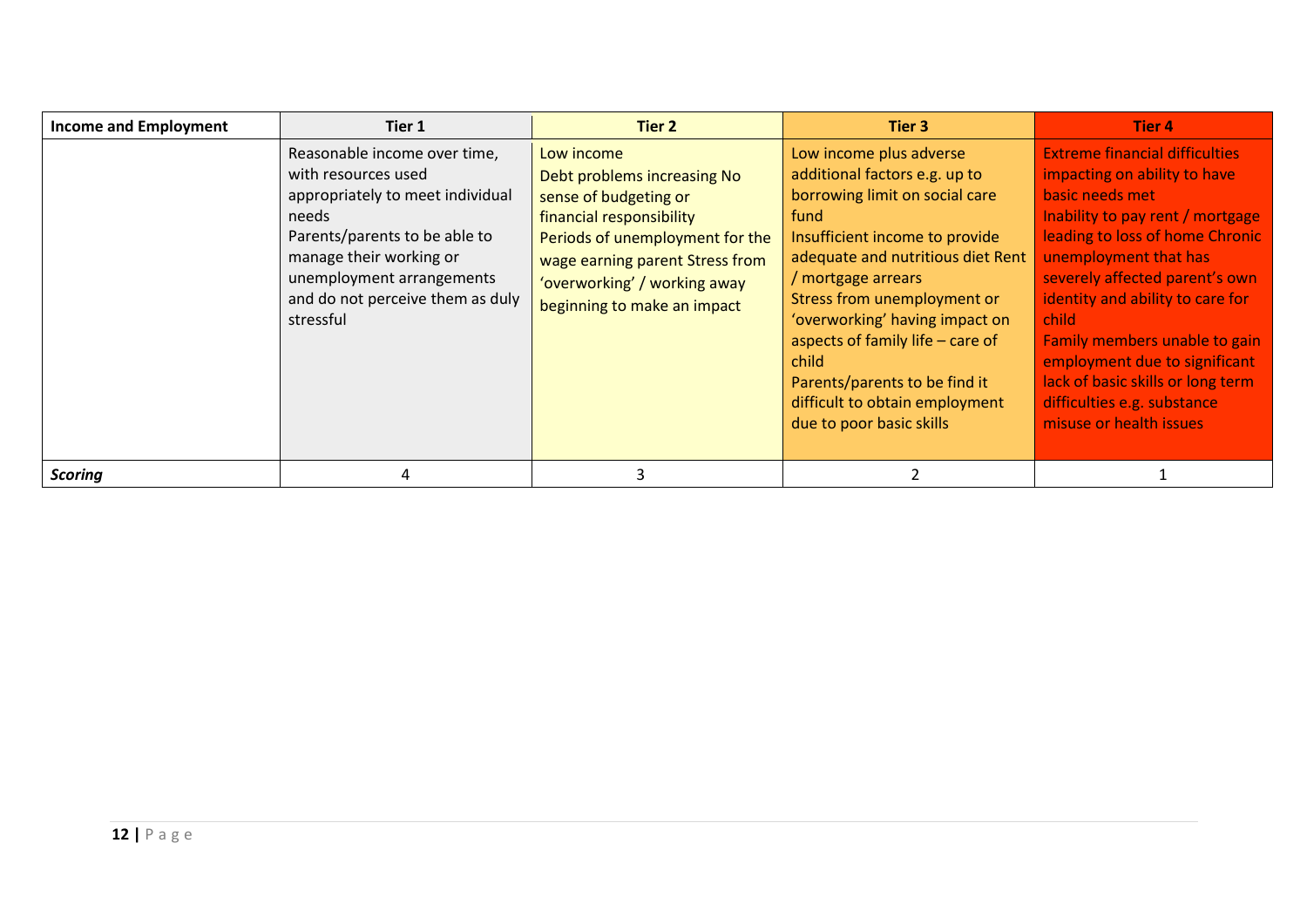| Income and Employment | Tier 1 | Tier 2 | Tier 3 | Tier 4 |
| --- | --- | --- | --- | --- |
| | Reasonable income over time, with resources used appropriately to meet individual needs<br>Parents/parents to be able to manage their working or unemployment arrangements and do not perceive them as duly stressful | Low income<br>Debt problems increasing No sense of budgeting or financial responsibility<br>Periods of unemployment for the wage earning parent Stress from 'overworking' / working away beginning to make an impact | Low income plus adverse additional factors e.g. up to borrowing limit on social care fund<br>Insufficient income to provide adequate and nutritious diet Rent / mortgage arrears<br>Stress from unemployment or 'overworking' having impact on aspects of family life – care of child<br>Parents/parents to be find it difficult to obtain employment due to poor basic skills | Extreme financial difficulties impacting on ability to have basic needs met<br>Inability to pay rent / mortgage leading to loss of home Chronic unemployment that has severely affected parent's own identity and ability to care for child<br>Family members unable to gain employment due to significant lack of basic skills or long term difficulties e.g. substance misuse or health issues |
| ***Scoring*** | 4 | 3 | 2 | 1 |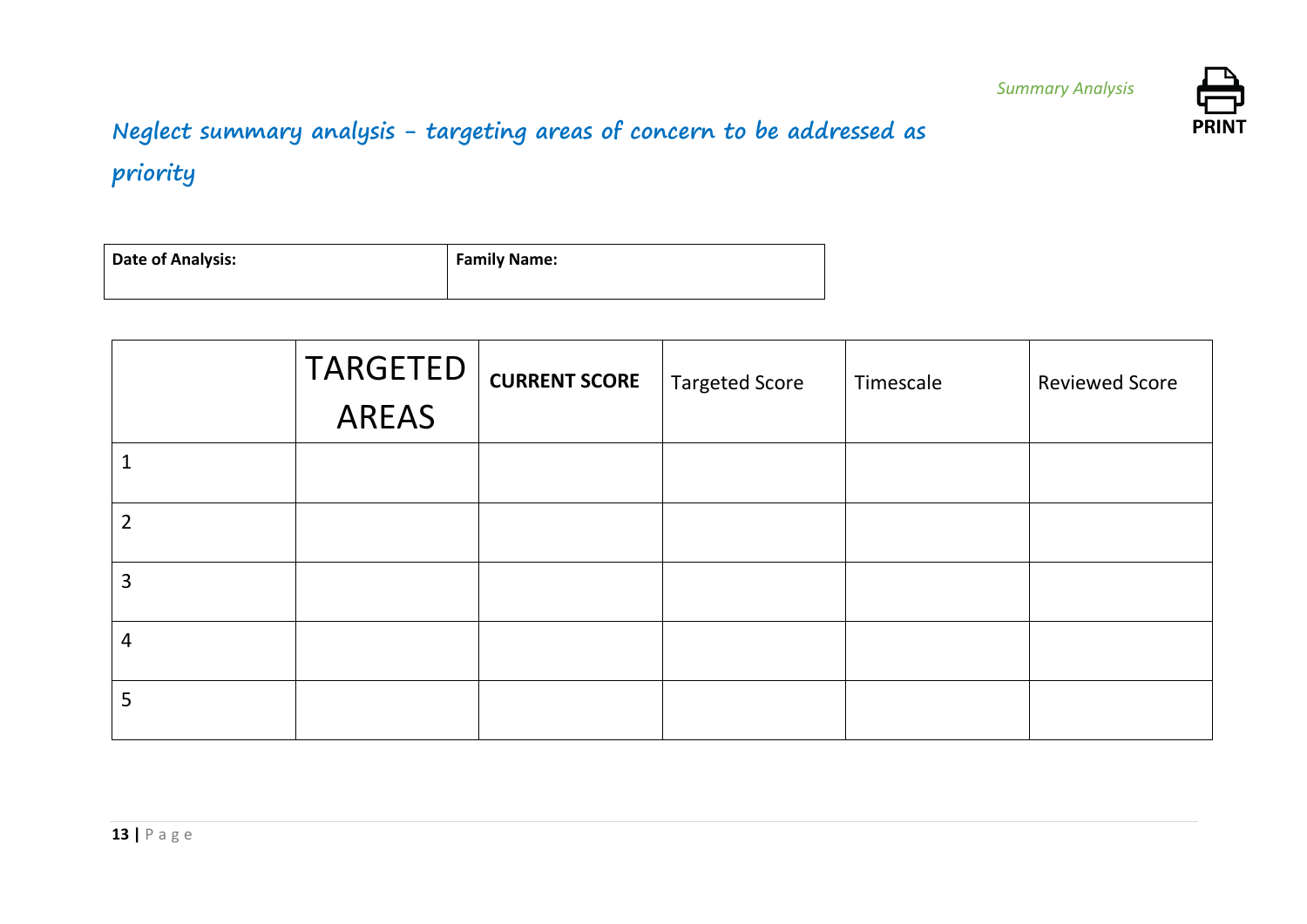# Neglect summary analysis – targeting areas of concern to be addressed as priority

| Date of Analysis: | Family Name: |
|---|---|
| | |

| | TARGETED AREAS | CURRENT SCORE | Targeted Score | Timescale | Reviewed Score |
|---|---|---|---|---|---|
| 1 | | | | | |
| 2 | | | | | |
| 3 | | | | | |
| 4 | | | | | |
| 5 | | | | | |